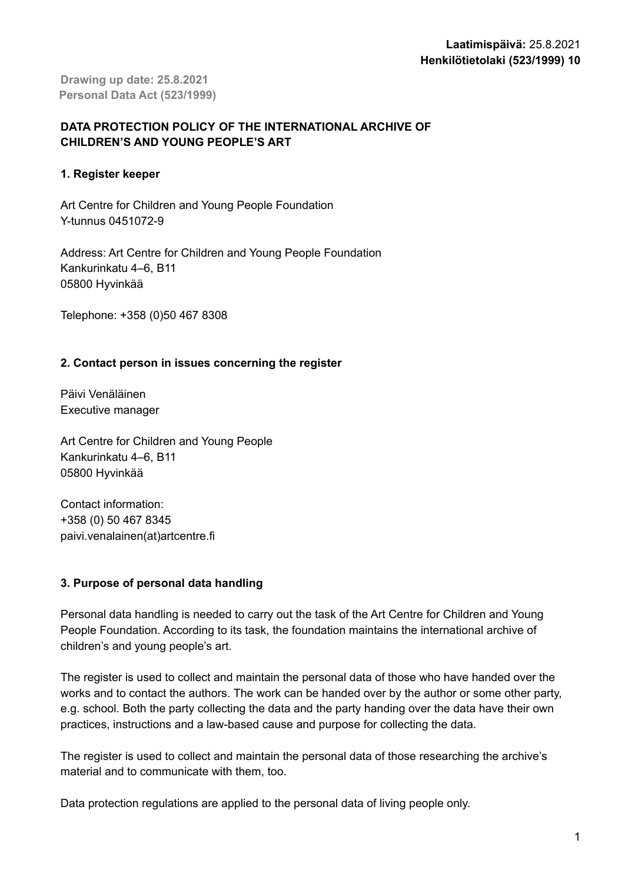**Laatimispäivä:** 25.8.2021
**Henkilötietolaki (523/1999) 10**

**Drawing up date: 25.8.2021**
**Personal Data Act (523/1999)**

# DATA PROTECTION POLICY OF THE INTERNATIONAL ARCHIVE OF CHILDREN'S AND YOUNG PEOPLE'S ART

## 1. Register keeper

Art Centre for Children and Young People Foundation
Y-tunnus 0451072-9

Address: Art Centre for Children and Young People Foundation
Kankurinkatu 4–6, B11
05800 Hyvinkää

Telephone: +358 (0)50 467 8308

## 2. Contact person in issues concerning the register

Päivi Venäläinen
Executive manager

Art Centre for Children and Young People
Kankurinkatu 4–6, B11
05800 Hyvinkää

Contact information:
+358 (0) 50 467 8345
paivi.venalainen(at)artcentre.fi

## 3. Purpose of personal data handling

Personal data handling is needed to carry out the task of the Art Centre for Children and Young People Foundation. According to its task, the foundation maintains the international archive of children's and young people's art.

The register is used to collect and maintain the personal data of those who have handed over the works and to contact the authors. The work can be handed over by the author or some other party, e.g. school. Both the party collecting the data and the party handing over the data have their own practices, instructions and a law-based cause and purpose for collecting the data.

The register is used to collect and maintain the personal data of those researching the archive's material and to communicate with them, too.

Data protection regulations are applied to the personal data of living people only.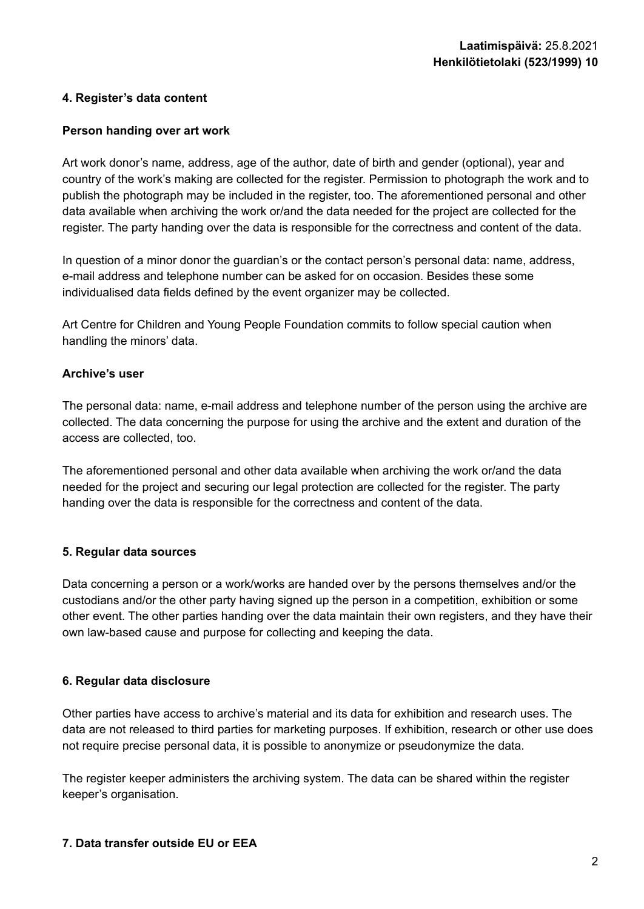#### 4. Register's data content

**Person handing over art work**

Art work donor's name, address, age of the author, date of birth and gender (optional), year and country of the work's making are collected for the register. Permission to photograph the work and to publish the photograph may be included in the register, too. The aforementioned personal and other data available when archiving the work or/and the data needed for the project are collected for the register. The party handing over the data is responsible for the correctness and content of the data.

In question of a minor donor the guardian's or the contact person's personal data: name, address, e-mail address and telephone number can be asked for on occasion. Besides these some individualised data fields defined by the event organizer may be collected.

Art Centre for Children and Young People Foundation commits to follow special caution when handling the minors' data.

**Archive's user**

The personal data: name, e-mail address and telephone number of the person using the archive are collected. The data concerning the purpose for using the archive and the extent and duration of the access are collected, too.

The aforementioned personal and other data available when archiving the work or/and the data needed for the project and securing our legal protection are collected for the register. The party handing over the data is responsible for the correctness and content of the data.

#### 5. Regular data sources

Data concerning a person or a work/works are handed over by the persons themselves and/or the custodians and/or the other party having signed up the person in a competition, exhibition or some other event. The other parties handing over the data maintain their own registers, and they have their own law-based cause and purpose for collecting and keeping the data.

#### 6. Regular data disclosure

Other parties have access to archive's material and its data for exhibition and research uses. The data are not released to third parties for marketing purposes. If exhibition, research or other use does not require precise personal data, it is possible to anonymize or pseudonymize the data.

The register keeper administers the archiving system. The data can be shared within the register keeper's organisation.

#### 7. Data transfer outside EU or EEA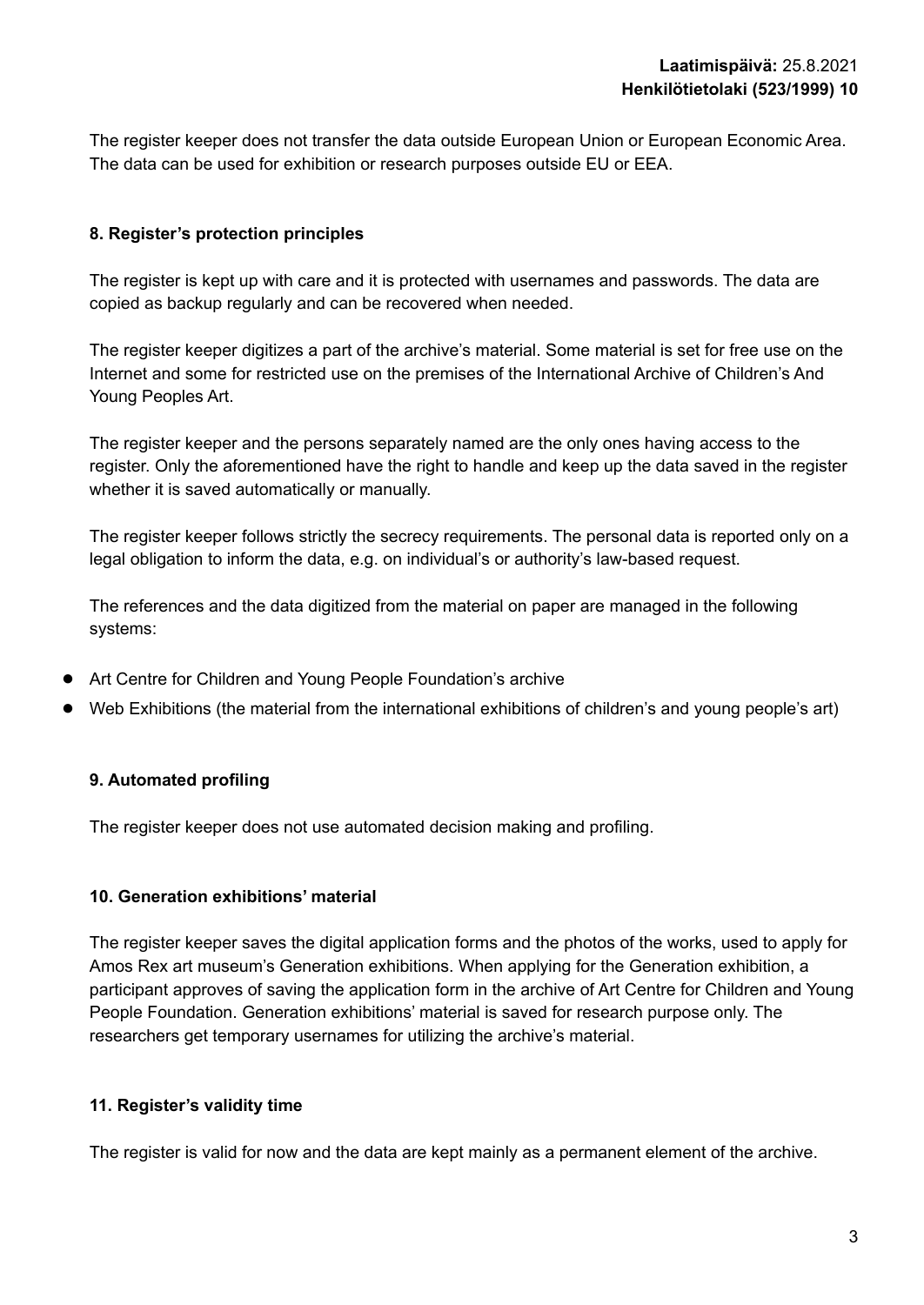The register keeper does not transfer the data outside European Union or European Economic Area. The data can be used for exhibition or research purposes outside EU or EEA.

**8. Register's protection principles**

The register is kept up with care and it is protected with usernames and passwords. The data are copied as backup regularly and can be recovered when needed.

The register keeper digitizes a part of the archive's material. Some material is set for free use on the Internet and some for restricted use on the premises of the International Archive of Children's And Young Peoples Art.

The register keeper and the persons separately named are the only ones having access to the register. Only the aforementioned have the right to handle and keep up the data saved in the register whether it is saved automatically or manually.

The register keeper follows strictly the secrecy requirements. The personal data is reported only on a legal obligation to inform the data, e.g. on individual's or authority's law-based request.

The references and the data digitized from the material on paper are managed in the following systems:

- Art Centre for Children and Young People Foundation's archive
- Web Exhibitions (the material from the international exhibitions of children's and young people's art)

**9. Automated profiling**

The register keeper does not use automated decision making and profiling.

**10. Generation exhibitions' material**

The register keeper saves the digital application forms and the photos of the works, used to apply for Amos Rex art museum's Generation exhibitions. When applying for the Generation exhibition, a participant approves of saving the application form in the archive of Art Centre for Children and Young People Foundation. Generation exhibitions' material is saved for research purpose only. The researchers get temporary usernames for utilizing the archive's material.

**11. Register's validity time**

The register is valid for now and the data are kept mainly as a permanent element of the archive.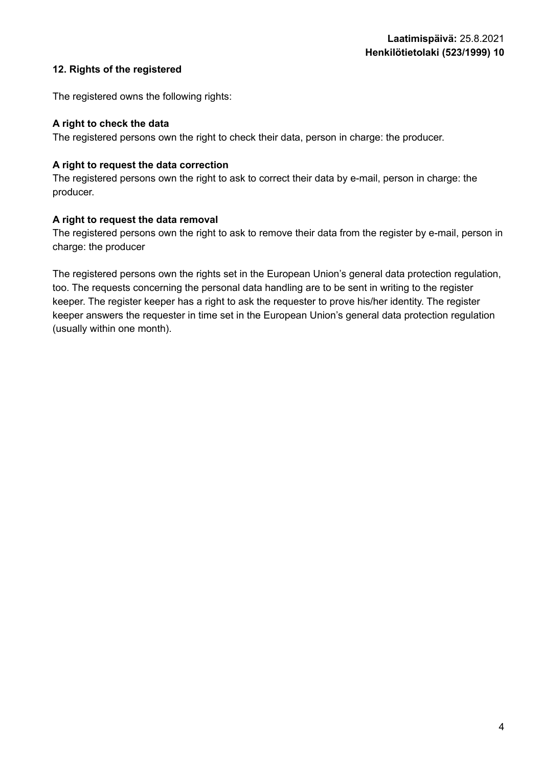## 12. Rights of the registered

The registered owns the following rights:

**A right to check the data**
The registered persons own the right to check their data, person in charge: the producer.

**A right to request the data correction**
The registered persons own the right to ask to correct their data by e-mail, person in charge: the producer.

**A right to request the data removal**
The registered persons own the right to ask to remove their data from the register by e-mail, person in charge: the producer

The registered persons own the rights set in the European Union's general data protection regulation, too. The requests concerning the personal data handling are to be sent in writing to the register keeper. The register keeper has a right to ask the requester to prove his/her identity. The register keeper answers the requester in time set in the European Union's general data protection regulation (usually within one month).